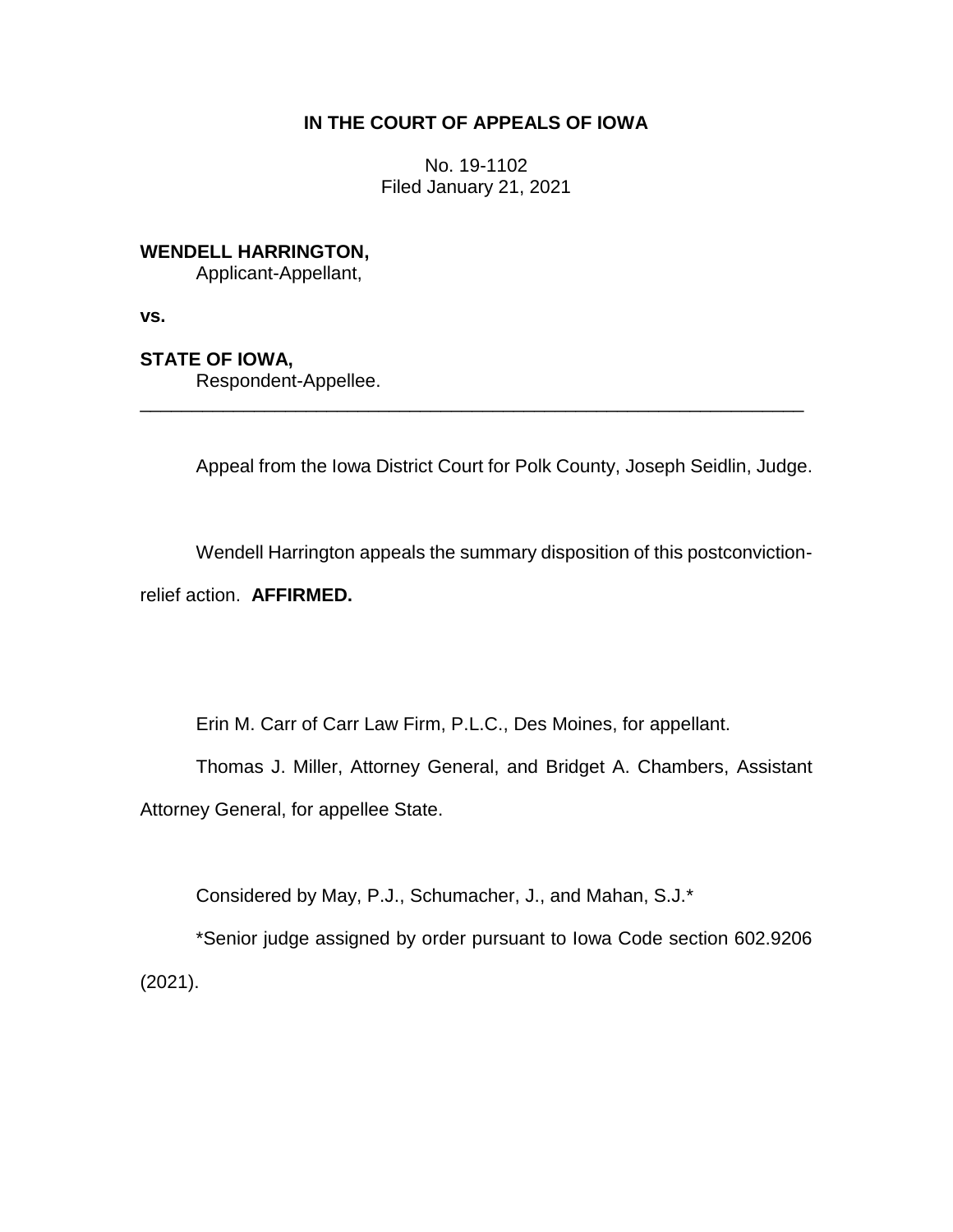# IN THE COURT OF APPEALS OF IOWA

No. 19-1102
Filed January 21, 2021

**WENDELL HARRINGTON,**
Applicant-Appellant,

**vs.**

**STATE OF IOWA,**
Respondent-Appellee.

---

Appeal from the Iowa District Court for Polk County, Joseph Seidlin, Judge.

Wendell Harrington appeals the summary disposition of this postconviction-relief action. **AFFIRMED.**

Erin M. Carr of Carr Law Firm, P.L.C., Des Moines, for appellant.

Thomas J. Miller, Attorney General, and Bridget A. Chambers, Assistant Attorney General, for appellee State.

Considered by May, P.J., Schumacher, J., and Mahan, S.J.*

*Senior judge assigned by order pursuant to Iowa Code section 602.9206 (2021).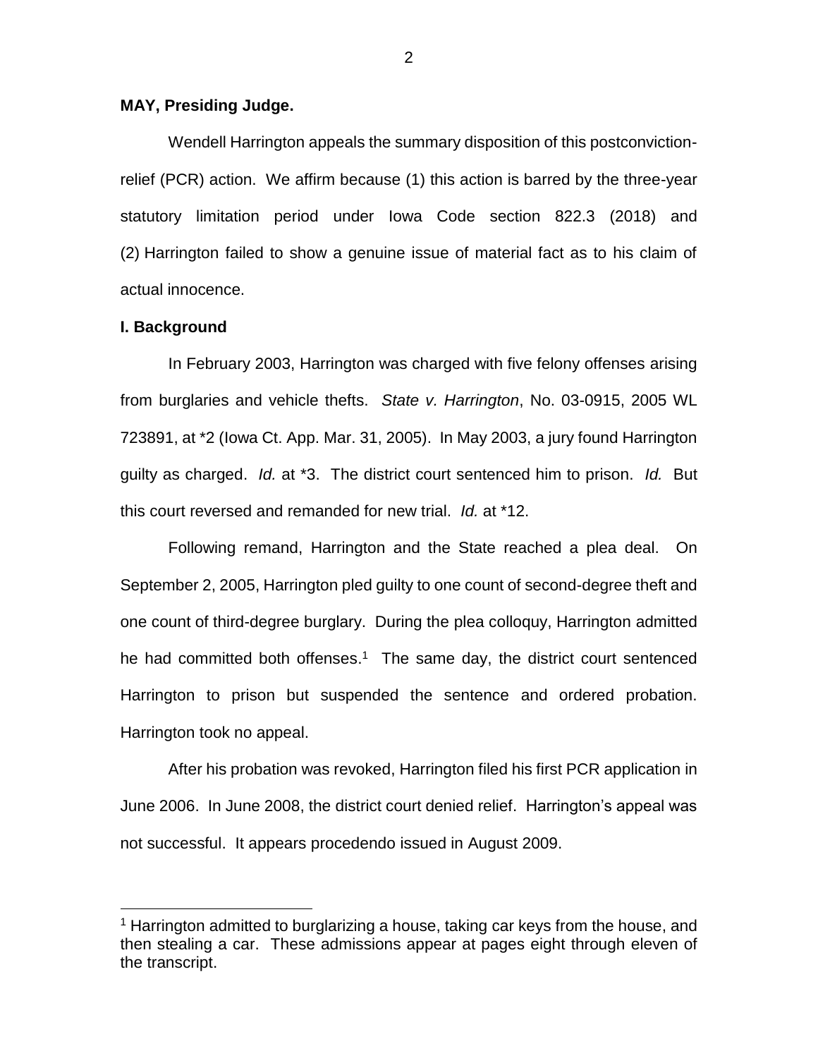**MAY, Presiding Judge.**

Wendell Harrington appeals the summary disposition of this postconviction-relief (PCR) action. We affirm because (1) this action is barred by the three-year statutory limitation period under Iowa Code section 822.3 (2018) and (2) Harrington failed to show a genuine issue of material fact as to his claim of actual innocence.

## I. Background

In February 2003, Harrington was charged with five felony offenses arising from burglaries and vehicle thefts. *State v. Harrington*, No. 03-0915, 2005 WL 723891, at *2 (Iowa Ct. App. Mar. 31, 2005). In May 2003, a jury found Harrington guilty as charged. *Id.* at *3. The district court sentenced him to prison. *Id.* But this court reversed and remanded for new trial. *Id.* at *12.

Following remand, Harrington and the State reached a plea deal. On September 2, 2005, Harrington pled guilty to one count of second-degree theft and one count of third-degree burglary. During the plea colloquy, Harrington admitted he had committed both offenses.[1] The same day, the district court sentenced Harrington to prison but suspended the sentence and ordered probation. Harrington took no appeal.

After his probation was revoked, Harrington filed his first PCR application in June 2006. In June 2008, the district court denied relief. Harrington's appeal was not successful. It appears procedendo issued in August 2009.

[1] Harrington admitted to burglarizing a house, taking car keys from the house, and then stealing a car. These admissions appear at pages eight through eleven of the transcript.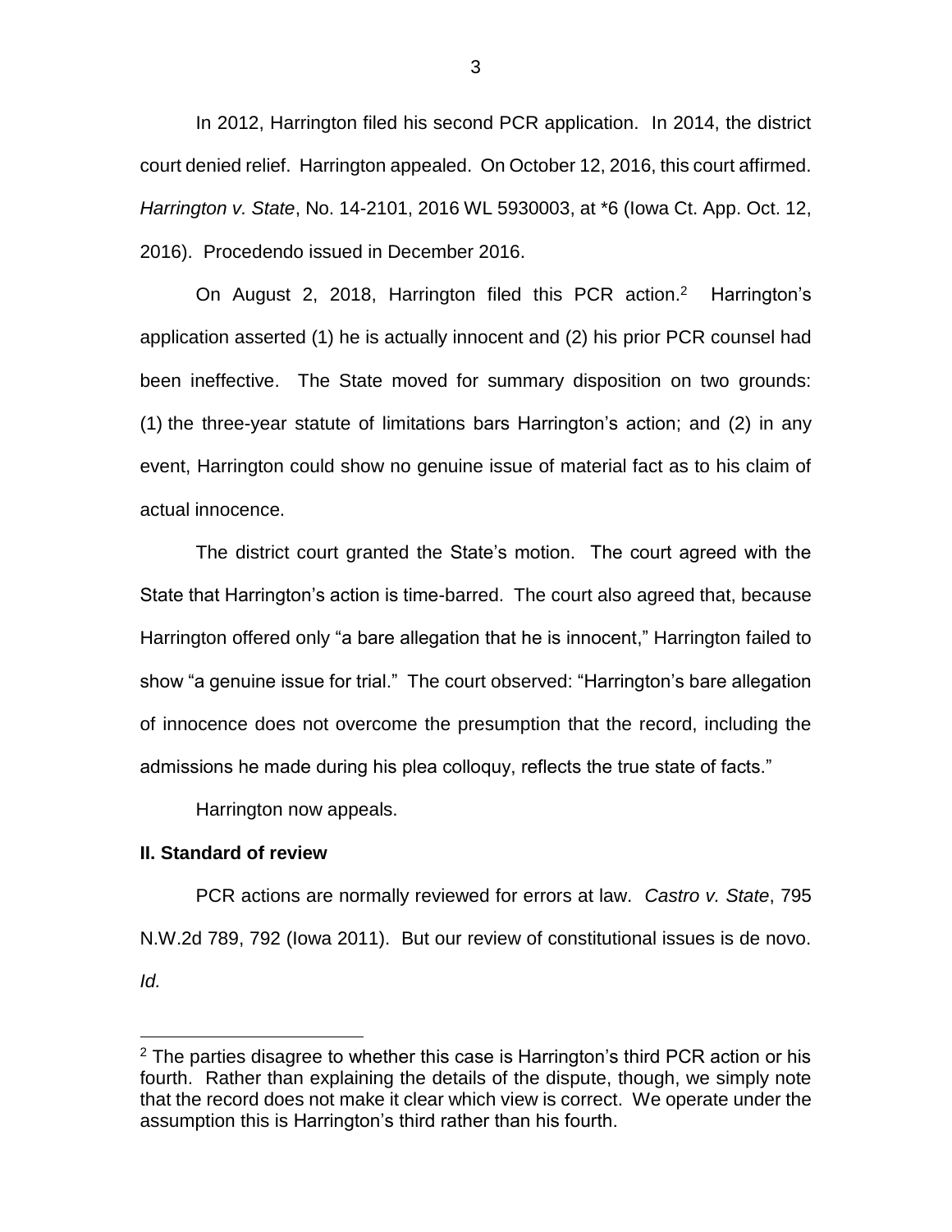In 2012, Harrington filed his second PCR application. In 2014, the district court denied relief. Harrington appealed. On October 12, 2016, this court affirmed. *Harrington v. State*, No. 14-2101, 2016 WL 5930003, at *6 (Iowa Ct. App. Oct. 12, 2016). Procedendo issued in December 2016.

On August 2, 2018, Harrington filed this PCR action.[2] Harrington's application asserted (1) he is actually innocent and (2) his prior PCR counsel had been ineffective. The State moved for summary disposition on two grounds: (1) the three-year statute of limitations bars Harrington's action; and (2) in any event, Harrington could show no genuine issue of material fact as to his claim of actual innocence.

The district court granted the State's motion. The court agreed with the State that Harrington's action is time-barred. The court also agreed that, because Harrington offered only "a bare allegation that he is innocent," Harrington failed to show "a genuine issue for trial." The court observed: "Harrington's bare allegation of innocence does not overcome the presumption that the record, including the admissions he made during his plea colloquy, reflects the true state of facts."

Harrington now appeals.

## II. Standard of review

PCR actions are normally reviewed for errors at law. *Castro v. State*, 795 N.W.2d 789, 792 (Iowa 2011). But our review of constitutional issues is de novo. *Id.*

[2] The parties disagree to whether this case is Harrington's third PCR action or his fourth. Rather than explaining the details of the dispute, though, we simply note that the record does not make it clear which view is correct. We operate under the assumption this is Harrington's third rather than his fourth.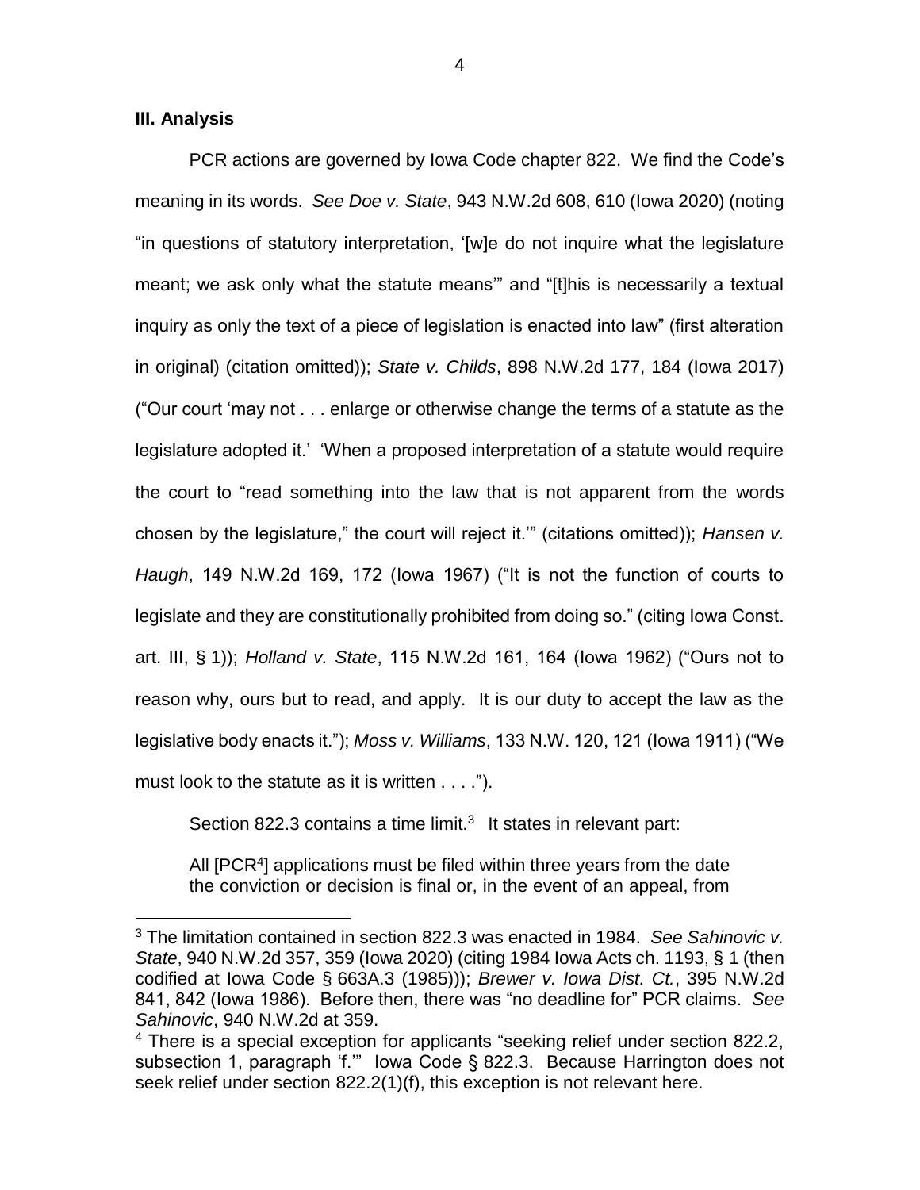### III. Analysis

PCR actions are governed by Iowa Code chapter 822. We find the Code's meaning in its words. *See Doe v. State*, 943 N.W.2d 608, 610 (Iowa 2020) (noting "in questions of statutory interpretation, '[w]e do not inquire what the legislature meant; we ask only what the statute means'" and "[t]his is necessarily a textual inquiry as only the text of a piece of legislation is enacted into law" (first alteration in original) (citation omitted)); *State v. Childs*, 898 N.W.2d 177, 184 (Iowa 2017) ("Our court 'may not . . . enlarge or otherwise change the terms of a statute as the legislature adopted it.' 'When a proposed interpretation of a statute would require the court to "read something into the law that is not apparent from the words chosen by the legislature," the court will reject it.'" (citations omitted)); *Hansen v. Haugh*, 149 N.W.2d 169, 172 (Iowa 1967) ("It is not the function of courts to legislate and they are constitutionally prohibited from doing so." (citing Iowa Const. art. III, § 1)); *Holland v. State*, 115 N.W.2d 161, 164 (Iowa 1962) ("Ours not to reason why, ours but to read, and apply. It is our duty to accept the law as the legislative body enacts it."); *Moss v. Williams*, 133 N.W. 120, 121 (Iowa 1911) ("We must look to the statute as it is written . . . .").

Section 822.3 contains a time limit.[3] It states in relevant part:

> All [PCR[4]] applications must be filed within three years from the date the conviction or decision is final or, in the event of an appeal, from

---

[3] The limitation contained in section 822.3 was enacted in 1984. *See Sahinovic v. State*, 940 N.W.2d 357, 359 (Iowa 2020) (citing 1984 Iowa Acts ch. 1193, § 1 (then codified at Iowa Code § 663A.3 (1985))); *Brewer v. Iowa Dist. Ct.*, 395 N.W.2d 841, 842 (Iowa 1986). Before then, there was "no deadline for" PCR claims. *See Sahinovic*, 940 N.W.2d at 359.

[4] There is a special exception for applicants "seeking relief under section 822.2, subsection 1, paragraph 'f.'" Iowa Code § 822.3. Because Harrington does not seek relief under section 822.2(1)(f), this exception is not relevant here.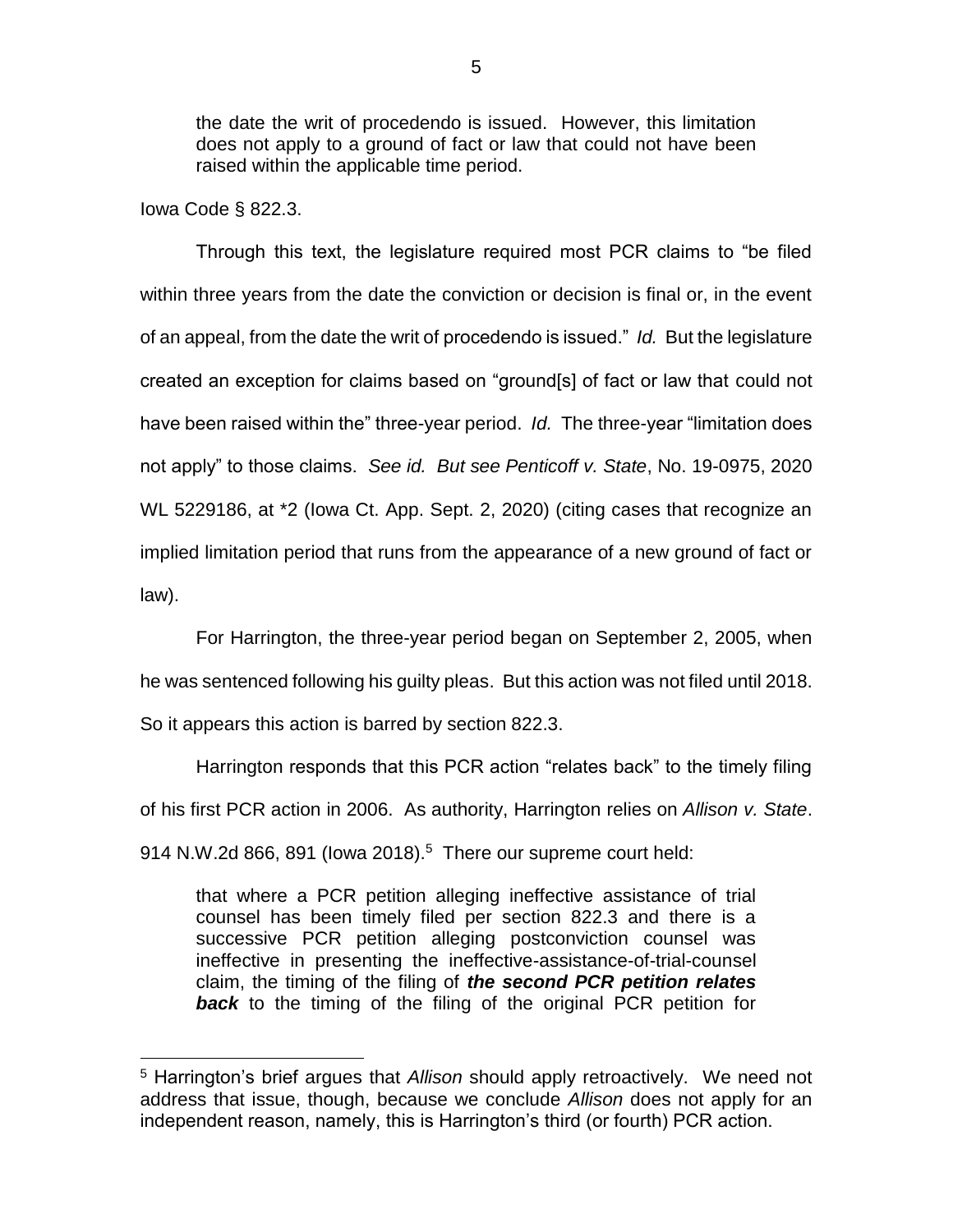> the date the writ of procedendo is issued. However, this limitation does not apply to a ground of fact or law that could not have been raised within the applicable time period.

Iowa Code § 822.3.

Through this text, the legislature required most PCR claims to "be filed within three years from the date the conviction or decision is final or, in the event of an appeal, from the date the writ of procedendo is issued." *Id.* But the legislature created an exception for claims based on "ground[s] of fact or law that could not have been raised within the" three-year period. *Id.* The three-year "limitation does not apply" to those claims. *See id. But see Penticoff v. State*, No. 19-0975, 2020 WL 5229186, at *2 (Iowa Ct. App. Sept. 2, 2020) (citing cases that recognize an implied limitation period that runs from the appearance of a new ground of fact or law).

For Harrington, the three-year period began on September 2, 2005, when he was sentenced following his guilty pleas. But this action was not filed until 2018. So it appears this action is barred by section 822.3.

Harrington responds that this PCR action "relates back" to the timely filing of his first PCR action in 2006. As authority, Harrington relies on *Allison v. State*. 914 N.W.2d 866, 891 (Iowa 2018).[5] There our supreme court held:

> that where a PCR petition alleging ineffective assistance of trial counsel has been timely filed per section 822.3 and there is a successive PCR petition alleging postconviction counsel was ineffective in presenting the ineffective-assistance-of-trial-counsel claim, the timing of the filing of ***the second PCR petition relates back*** to the timing of the filing of the original PCR petition for

---

[5] Harrington's brief argues that *Allison* should apply retroactively. We need not address that issue, though, because we conclude *Allison* does not apply for an independent reason, namely, this is Harrington's third (or fourth) PCR action.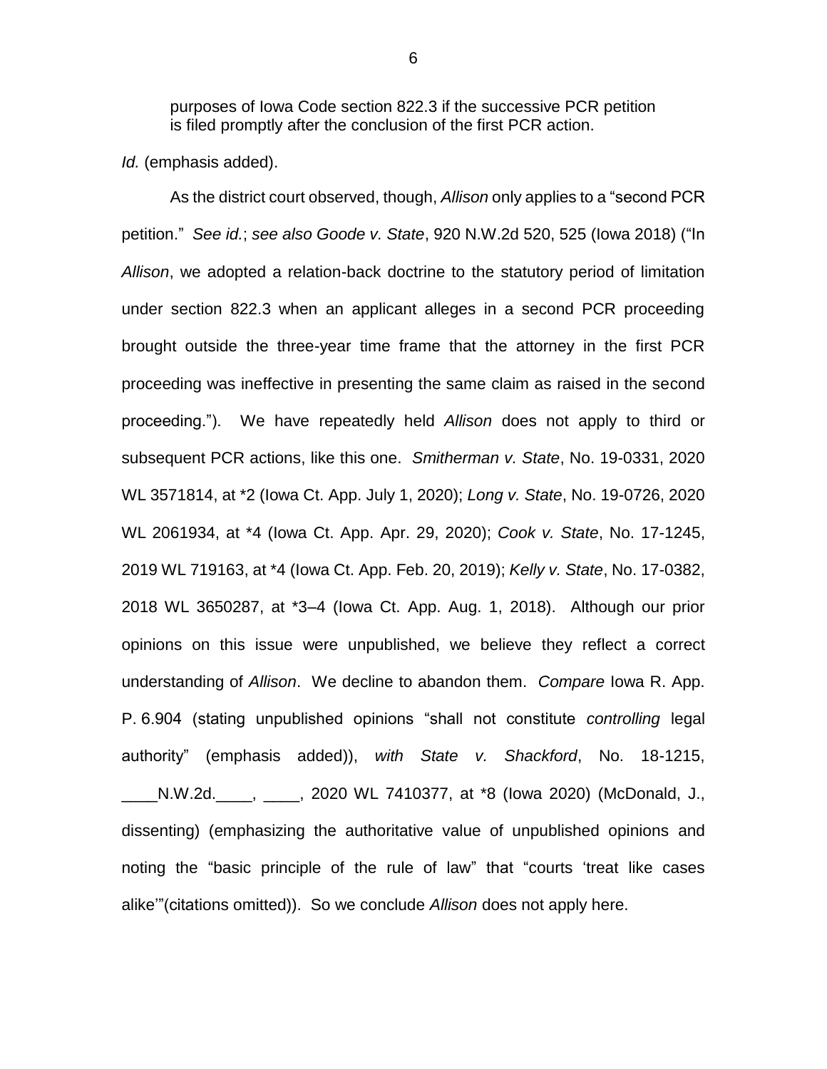> purposes of Iowa Code section 822.3 if the successive PCR petition is filed promptly after the conclusion of the first PCR action.

*Id.* (emphasis added).

As the district court observed, though, *Allison* only applies to a "second PCR petition." *See id.*; *see also Goode v. State*, 920 N.W.2d 520, 525 (Iowa 2018) ("In *Allison*, we adopted a relation-back doctrine to the statutory period of limitation under section 822.3 when an applicant alleges in a second PCR proceeding brought outside the three-year time frame that the attorney in the first PCR proceeding was ineffective in presenting the same claim as raised in the second proceeding."). We have repeatedly held *Allison* does not apply to third or subsequent PCR actions, like this one. *Smitherman v. State*, No. 19-0331, 2020 WL 3571814, at *2 (Iowa Ct. App. July 1, 2020); *Long v. State*, No. 19-0726, 2020 WL 2061934, at *4 (Iowa Ct. App. Apr. 29, 2020); *Cook v. State*, No. 17-1245, 2019 WL 719163, at *4 (Iowa Ct. App. Feb. 20, 2019); *Kelly v. State*, No. 17-0382, 2018 WL 3650287, at *3–4 (Iowa Ct. App. Aug. 1, 2018). Although our prior opinions on this issue were unpublished, we believe they reflect a correct understanding of *Allison*. We decline to abandon them. *Compare* Iowa R. App. P. 6.904 (stating unpublished opinions "shall not constitute *controlling* legal authority" (emphasis added)), *with State v. Shackford*, No. 18-1215, \_\_\_\_N.W.2d.\_\_\_\_, \_\_\_\_, 2020 WL 7410377, at *8 (Iowa 2020) (McDonald, J., dissenting) (emphasizing the authoritative value of unpublished opinions and noting the "basic principle of the rule of law" that "courts 'treat like cases alike'"(citations omitted)). So we conclude *Allison* does not apply here.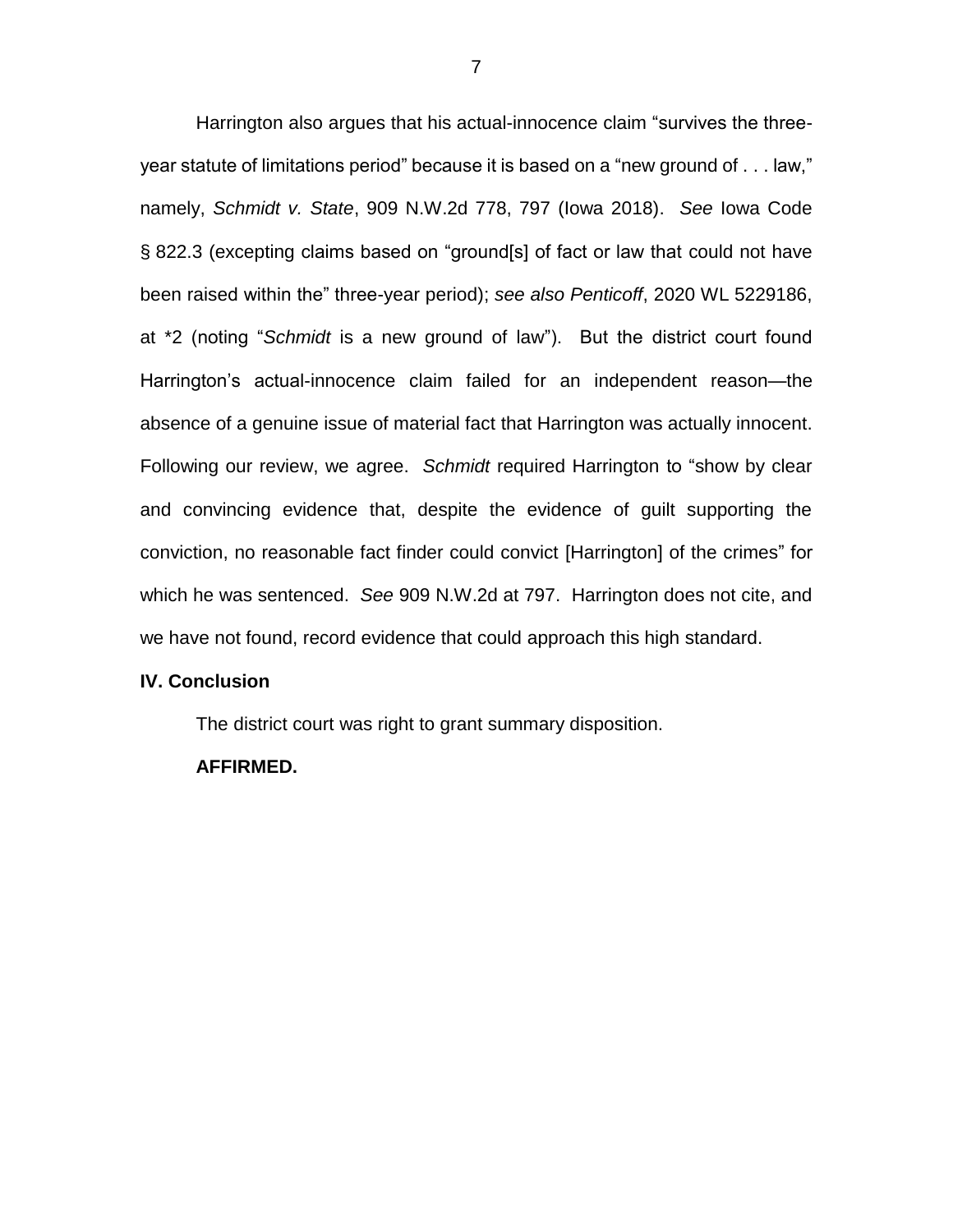Harrington also argues that his actual-innocence claim "survives the three-year statute of limitations period" because it is based on a "new ground of . . . law," namely, *Schmidt v. State*, 909 N.W.2d 778, 797 (Iowa 2018). *See* Iowa Code § 822.3 (excepting claims based on "ground[s] of fact or law that could not have been raised within the" three-year period); *see also Penticoff*, 2020 WL 5229186, at *2 (noting "*Schmidt* is a new ground of law"). But the district court found Harrington's actual-innocence claim failed for an independent reason—the absence of a genuine issue of material fact that Harrington was actually innocent. Following our review, we agree. *Schmidt* required Harrington to "show by clear and convincing evidence that, despite the evidence of guilt supporting the conviction, no reasonable fact finder could convict [Harrington] of the crimes" for which he was sentenced. *See* 909 N.W.2d at 797. Harrington does not cite, and we have not found, record evidence that could approach this high standard.

## IV. Conclusion

The district court was right to grant summary disposition.

**AFFIRMED.**